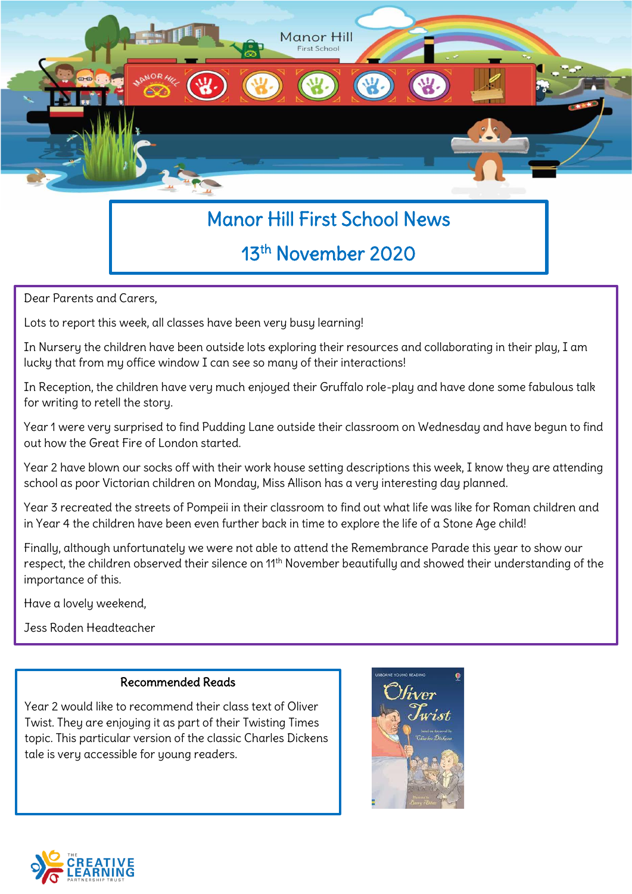# Manor Hill First School News

## 13th November 2020

Dear Parents and Carers,

Lots to report this week, all classes have been very busy learning!

In Nursery the children have been outside lots exploring their resources and collaborating in their play, I am lucky that from my office window I can see so many of their interactions!

In Reception, the children have very much enjoyed their Gruffalo role-play and have done some fabulous talk for writing to retell the story.

Year 1 were very surprised to find Pudding Lane outside their classroom on Wednesday and have begun to find out how the Great Fire of London started.

Year 2 have blown our socks off with their work house setting descriptions this week, I know they are attending school as poor Victorian children on Monday, Miss Allison has a very interesting day planned.

Year 3 recreated the streets of Pompeii in their classroom to find out what life was like for Roman children and in Year 4 the children have been even further back in time to explore the life of a Stone Age child!

Finally, although unfortunately we were not able to attend the Remembrance Parade this year to show our respect, the children observed their silence on 11th November beautifully and showed their understanding of the importance of this.

Have a lovely weekend,

Jess Roden Headteacher

### Recommended Reads

Year 2 would like to recommend their class text of Oliver Twist. They are enjoying it as part of their Twisting Times topic. This particular version of the classic Charles Dickens tale is very accessible for young readers.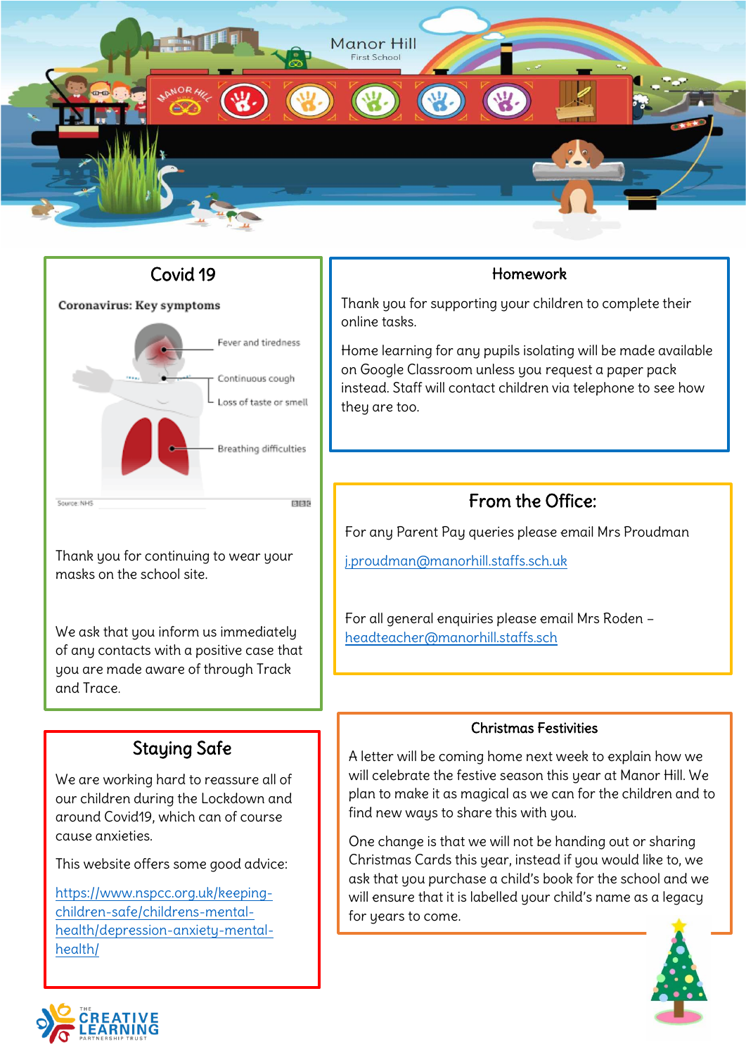Manor Hill
First School

## Covid 19

**Coronavirus: Key symptoms**

Fever and tiredness

Continuous cough

Loss of taste or smell

Breathing difficulties

Source: NHS

Thank you for continuing to wear your masks on the school site.

We ask that you inform us immediately of any contacts with a positive case that you are made aware of through Track and Trace.

## Staying Safe

We are working hard to reassure all of our children during the Lockdown and around Covid19, which can of course cause anxieties.

This website offers some good advice:

https://www.nspcc.org.uk/keeping-children-safe/childrens-mental-health/depression-anxiety-mental-health/

## Homework

Thank you for supporting your children to complete their online tasks.

Home learning for any pupils isolating will be made available on Google Classroom unless you request a paper pack instead. Staff will contact children via telephone to see how they are too.

## From the Office:

For any Parent Pay queries please email Mrs Proudman

j.proudman@manorhill.staffs.sch.uk

For all general enquiries please email Mrs Roden – headteacher@manorhill.staffs.sch

## Christmas Festivities

A letter will be coming home next week to explain how we will celebrate the festive season this year at Manor Hill. We plan to make it as magical as we can for the children and to find new ways to share this with you.

One change is that we will not be handing out or sharing Christmas Cards this year, instead if you would like to, we ask that you purchase a child's book for the school and we will ensure that it is labelled your child's name as a legacy for years to come.

The Creative Learning Partnership Trust